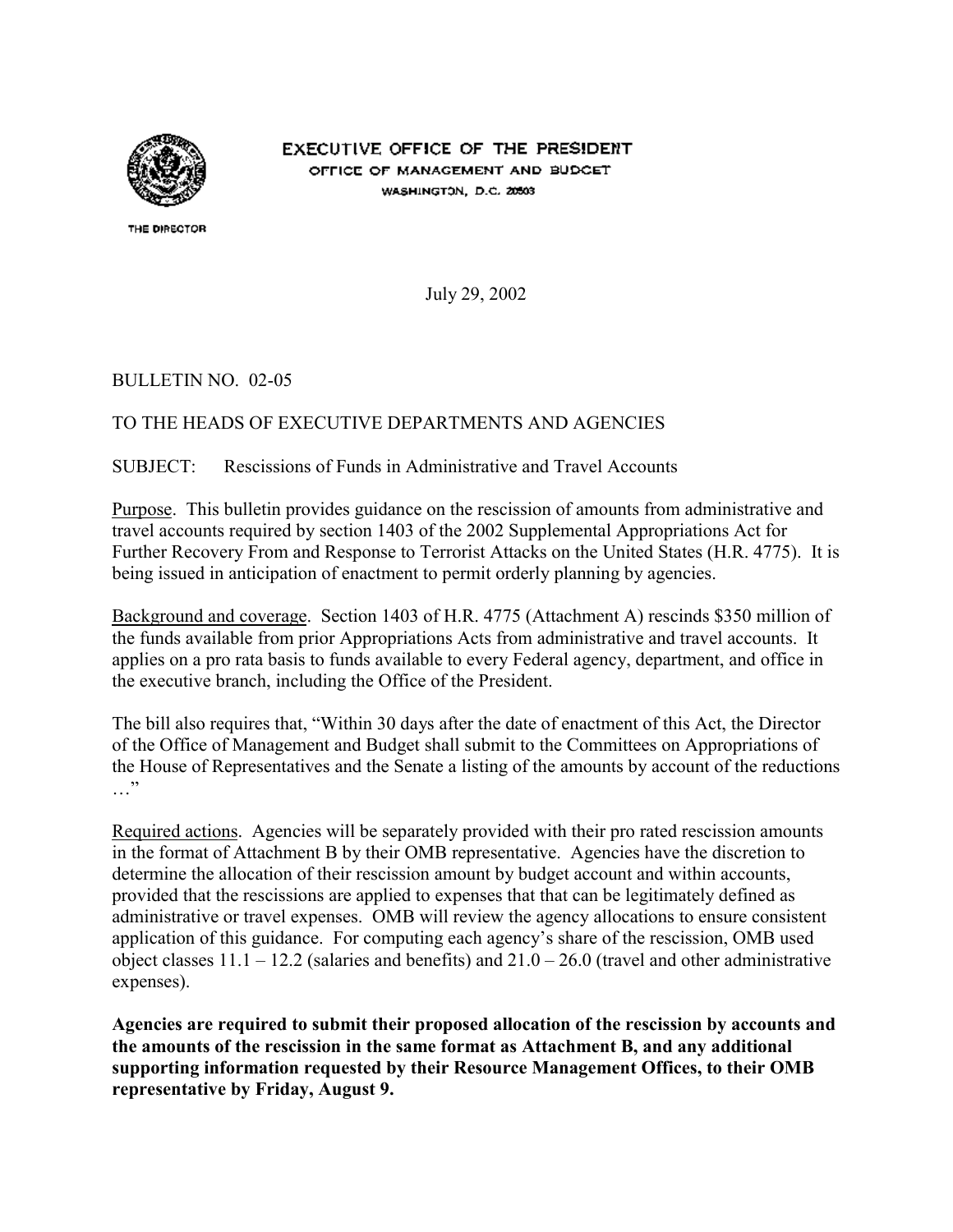EXECUTIVE OFFICE OF THE PRESIDENT

OFFICE OF MANAGEMENT AND BUDGET

WASHINGTON, D.C. 20503

THE DIRECTOR

July 29, 2002

BULLETIN NO. 02-05

TO THE HEADS OF EXECUTIVE DEPARTMENTS AND AGENCIES

SUBJECT: Rescissions of Funds in Administrative and Travel Accounts

Purpose. This bulletin provides guidance on the rescission of amounts from administrative and travel accounts required by section 1403 of the 2002 Supplemental Appropriations Act for Further Recovery From and Response to Terrorist Attacks on the United States (H.R. 4775). It is being issued in anticipation of enactment to permit orderly planning by agencies.

Background and coverage. Section 1403 of H.R. 4775 (Attachment A) rescinds $350 million of the funds available from prior Appropriations Acts from administrative and travel accounts. It applies on a pro rata basis to funds available to every Federal agency, department, and office in the executive branch, including the Office of the President.

The bill also requires that, "Within 30 days after the date of enactment of this Act, the Director of the Office of Management and Budget shall submit to the Committees on Appropriations of the House of Representatives and the Senate a listing of the amounts by account of the reductions …"

Required actions. Agencies will be separately provided with their pro rated rescission amounts in the format of Attachment B by their OMB representative. Agencies have the discretion to determine the allocation of their rescission amount by budget account and within accounts, provided that the rescissions are applied to expenses that that can be legitimately defined as administrative or travel expenses. OMB will review the agency allocations to ensure consistent application of this guidance. For computing each agency's share of the rescission, OMB used object classes 11.1 – 12.2 (salaries and benefits) and 21.0 – 26.0 (travel and other administrative expenses).

**Agencies are required to submit their proposed allocation of the rescission by accounts and the amounts of the rescission in the same format as Attachment B, and any additional supporting information requested by their Resource Management Offices, to their OMB representative by Friday, August 9.**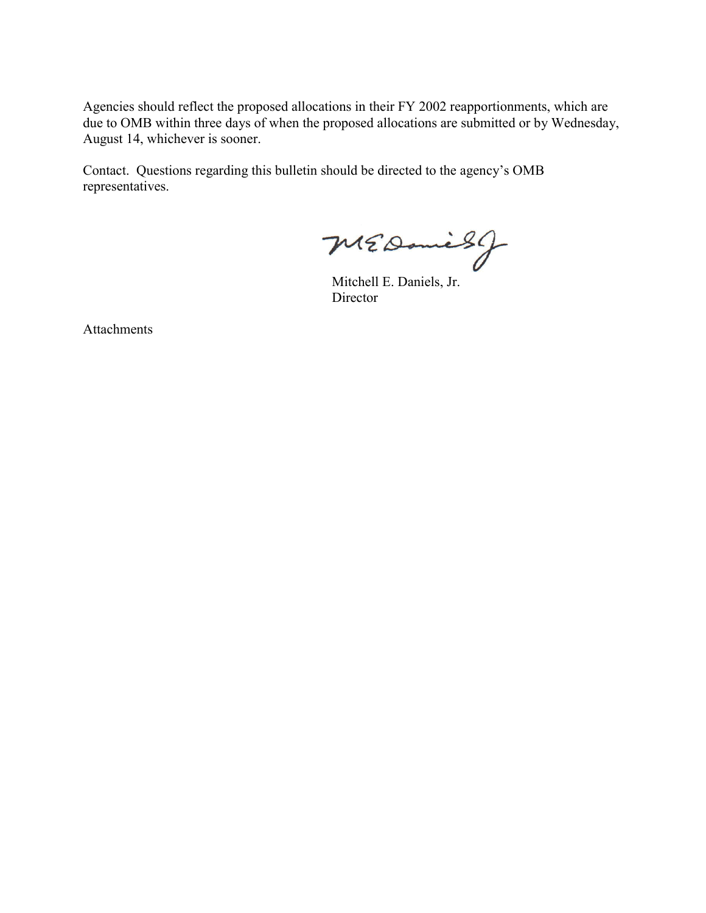Agencies should reflect the proposed allocations in their FY 2002 reapportionments, which are due to OMB within three days of when the proposed allocations are submitted or by Wednesday, August 14, whichever is sooner.

Contact. Questions regarding this bulletin should be directed to the agency's OMB representatives.

Mitchell E. Daniels, Jr.
Director

Attachments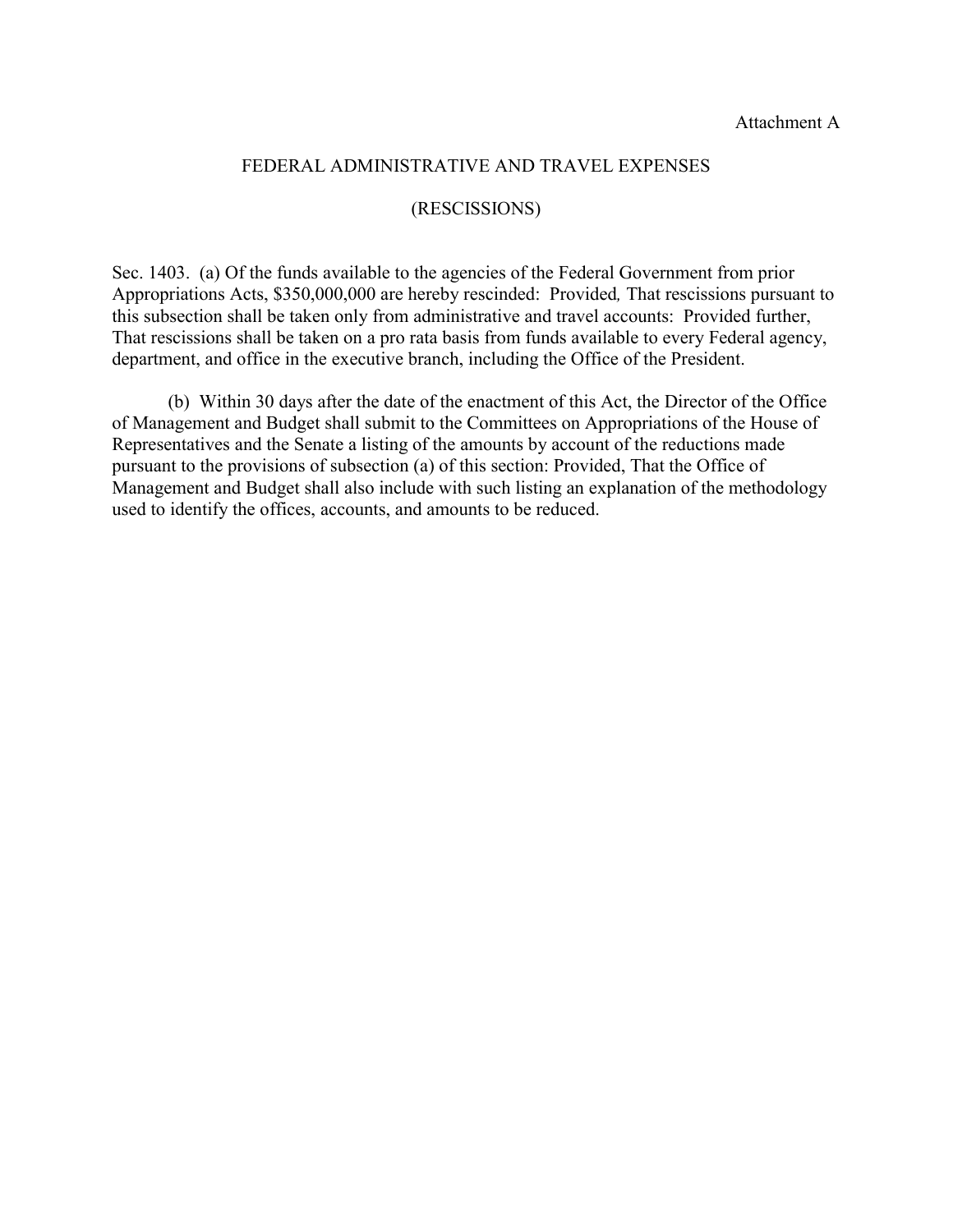Attachment A

## FEDERAL ADMINISTRATIVE AND TRAVEL EXPENSES

## (RESCISSIONS)

Sec. 1403. (a) Of the funds available to the agencies of the Federal Government from prior Appropriations Acts, $350,000,000 are hereby rescinded: *Provided*, That rescissions pursuant to this subsection shall be taken only from administrative and travel accounts: Provided further, That rescissions shall be taken on a pro rata basis from funds available to every Federal agency, department, and office in the executive branch, including the Office of the President.

(b) Within 30 days after the date of the enactment of this Act, the Director of the Office of Management and Budget shall submit to the Committees on Appropriations of the House of Representatives and the Senate a listing of the amounts by account of the reductions made pursuant to the provisions of subsection (a) of this section: Provided, That the Office of Management and Budget shall also include with such listing an explanation of the methodology used to identify the offices, accounts, and amounts to be reduced.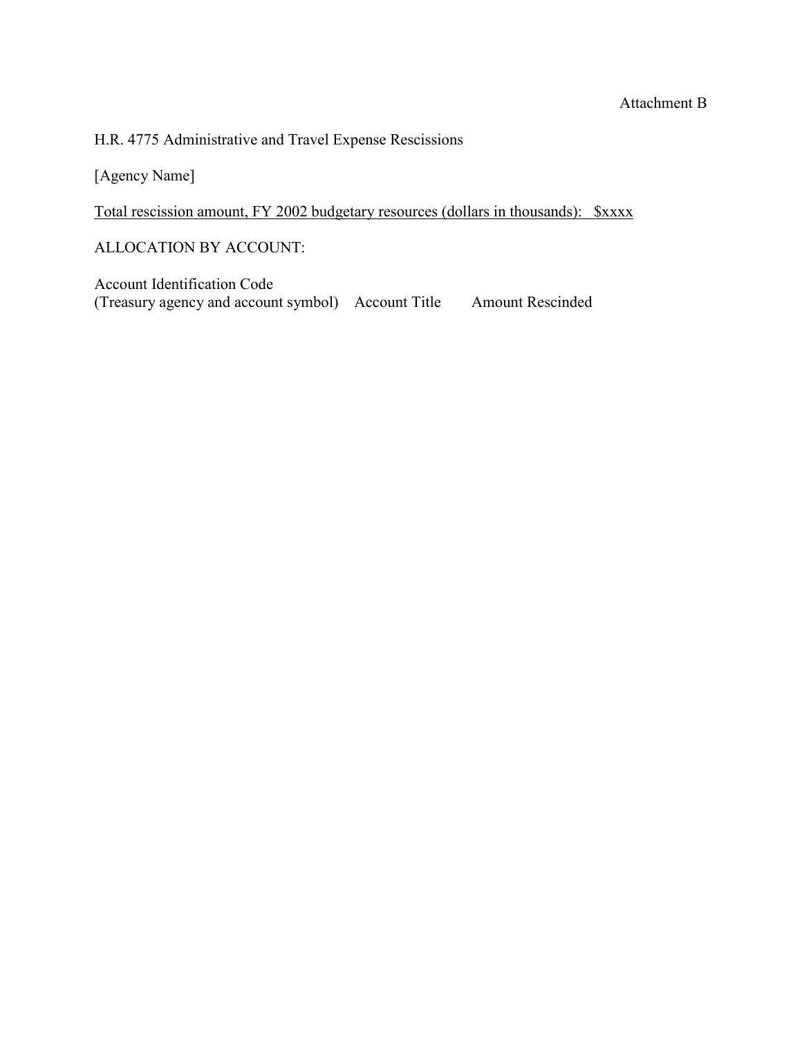Attachment B

H.R. 4775 Administrative and Travel Expense Rescissions

[Agency Name]

<u>Total rescission amount, FY 2002 budgetary resources (dollars in thousands): $xxxx</u>

ALLOCATION BY ACCOUNT:

| Account Identification Code (Treasury agency and account symbol) | Account Title | Amount Rescinded |
|---|---|---|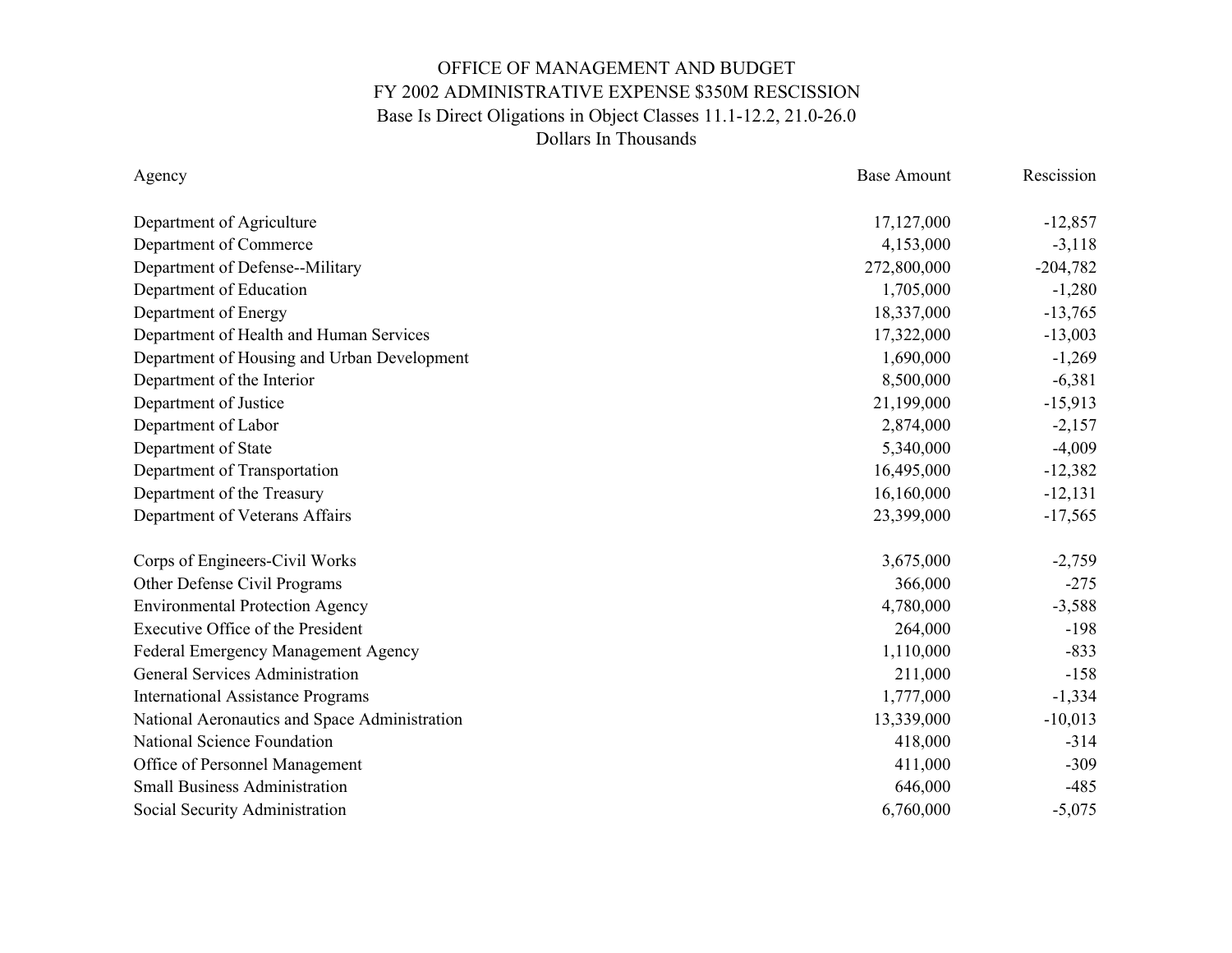# OFFICE OF MANAGEMENT AND BUDGET
## FY 2002 ADMINISTRATIVE EXPENSE $350M RESCISSION
### Base Is Direct Oligations in Object Classes 11.1-12.2, 21.0-26.0
### Dollars In Thousands

| Agency | Base Amount | Rescission |
|---|---|---|
| Department of Agriculture | 17,127,000 | -12,857 |
| Department of Commerce | 4,153,000 | -3,118 |
| Department of Defense--Military | 272,800,000 | -204,782 |
| Department of Education | 1,705,000 | -1,280 |
| Department of Energy | 18,337,000 | -13,765 |
| Department of Health and Human Services | 17,322,000 | -13,003 |
| Department of Housing and Urban Development | 1,690,000 | -1,269 |
| Department of the Interior | 8,500,000 | -6,381 |
| Department of Justice | 21,199,000 | -15,913 |
| Department of Labor | 2,874,000 | -2,157 |
| Department of State | 5,340,000 | -4,009 |
| Department of Transportation | 16,495,000 | -12,382 |
| Department of the Treasury | 16,160,000 | -12,131 |
| Department of Veterans Affairs | 23,399,000 | -17,565 |
| | | |
| Corps of Engineers-Civil Works | 3,675,000 | -2,759 |
| Other Defense Civil Programs | 366,000 | -275 |
| Environmental Protection Agency | 4,780,000 | -3,588 |
| Executive Office of the President | 264,000 | -198 |
| Federal Emergency Management Agency | 1,110,000 | -833 |
| General Services Administration | 211,000 | -158 |
| International Assistance Programs | 1,777,000 | -1,334 |
| National Aeronautics and Space Administration | 13,339,000 | -10,013 |
| National Science Foundation | 418,000 | -314 |
| Office of Personnel Management | 411,000 | -309 |
| Small Business Administration | 646,000 | -485 |
| Social Security Administration | 6,760,000 | -5,075 |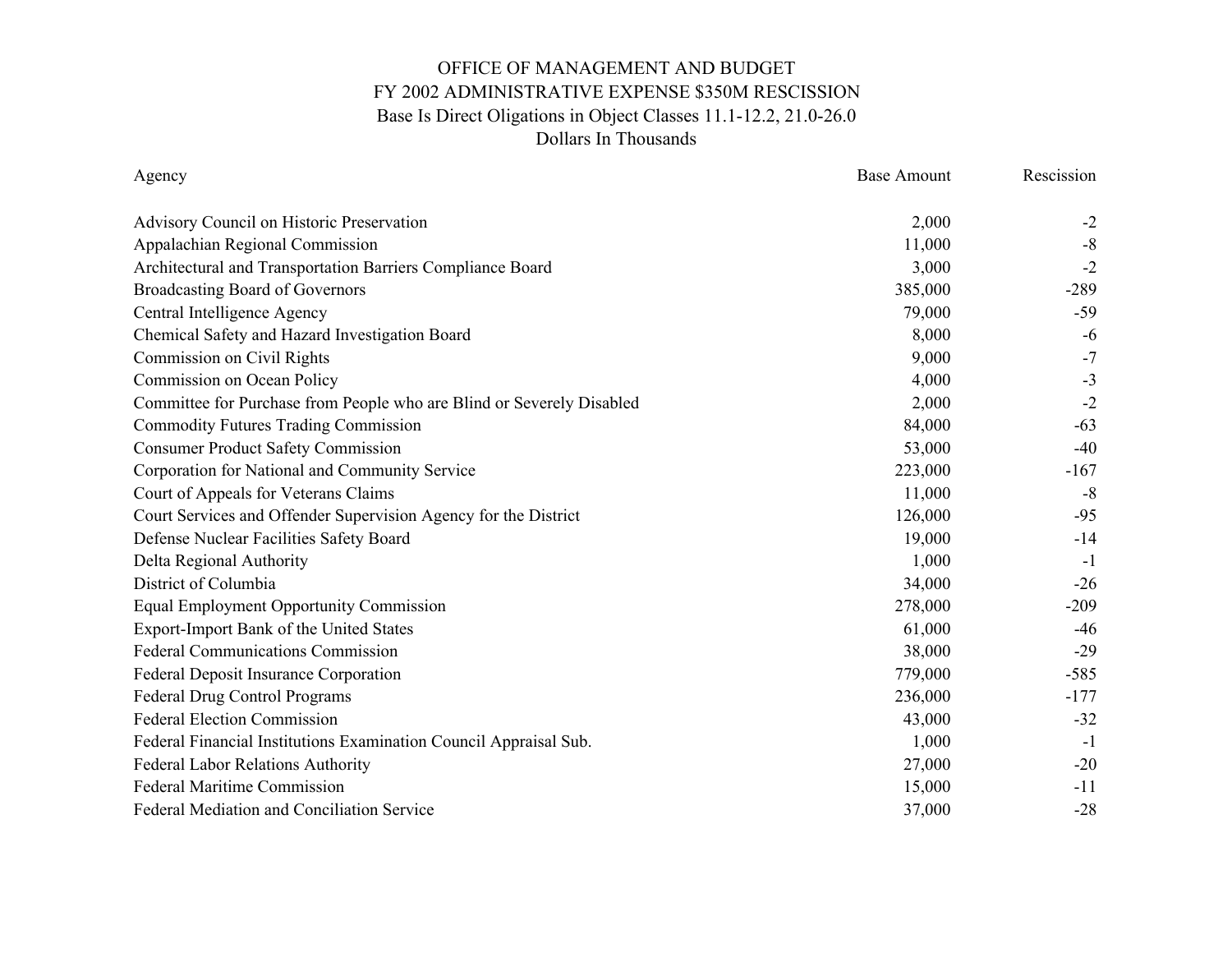# OFFICE OF MANAGEMENT AND BUDGET
## FY 2002 ADMINISTRATIVE EXPENSE $350M RESCISSION
### Base Is Direct Oligations in Object Classes 11.1-12.2, 21.0-26.0
### Dollars In Thousands

| Agency | Base Amount | Rescission |
|---|---:|---:|
| Advisory Council on Historic Preservation | 2,000 | -2 |
| Appalachian Regional Commission | 11,000 | -8 |
| Architectural and Transportation Barriers Compliance Board | 3,000 | -2 |
| Broadcasting Board of Governors | 385,000 | -289 |
| Central Intelligence Agency | 79,000 | -59 |
| Chemical Safety and Hazard Investigation Board | 8,000 | -6 |
| Commission on Civil Rights | 9,000 | -7 |
| Commission on Ocean Policy | 4,000 | -3 |
| Committee for Purchase from People who are Blind or Severely Disabled | 2,000 | -2 |
| Commodity Futures Trading Commission | 84,000 | -63 |
| Consumer Product Safety Commission | 53,000 | -40 |
| Corporation for National and Community Service | 223,000 | -167 |
| Court of Appeals for Veterans Claims | 11,000 | -8 |
| Court Services and Offender Supervision Agency for the District | 126,000 | -95 |
| Defense Nuclear Facilities Safety Board | 19,000 | -14 |
| Delta Regional Authority | 1,000 | -1 |
| District of Columbia | 34,000 | -26 |
| Equal Employment Opportunity Commission | 278,000 | -209 |
| Export-Import Bank of the United States | 61,000 | -46 |
| Federal Communications Commission | 38,000 | -29 |
| Federal Deposit Insurance Corporation | 779,000 | -585 |
| Federal Drug Control Programs | 236,000 | -177 |
| Federal Election Commission | 43,000 | -32 |
| Federal Financial Institutions Examination Council Appraisal Sub. | 1,000 | -1 |
| Federal Labor Relations Authority | 27,000 | -20 |
| Federal Maritime Commission | 15,000 | -11 |
| Federal Mediation and Conciliation Service | 37,000 | -28 |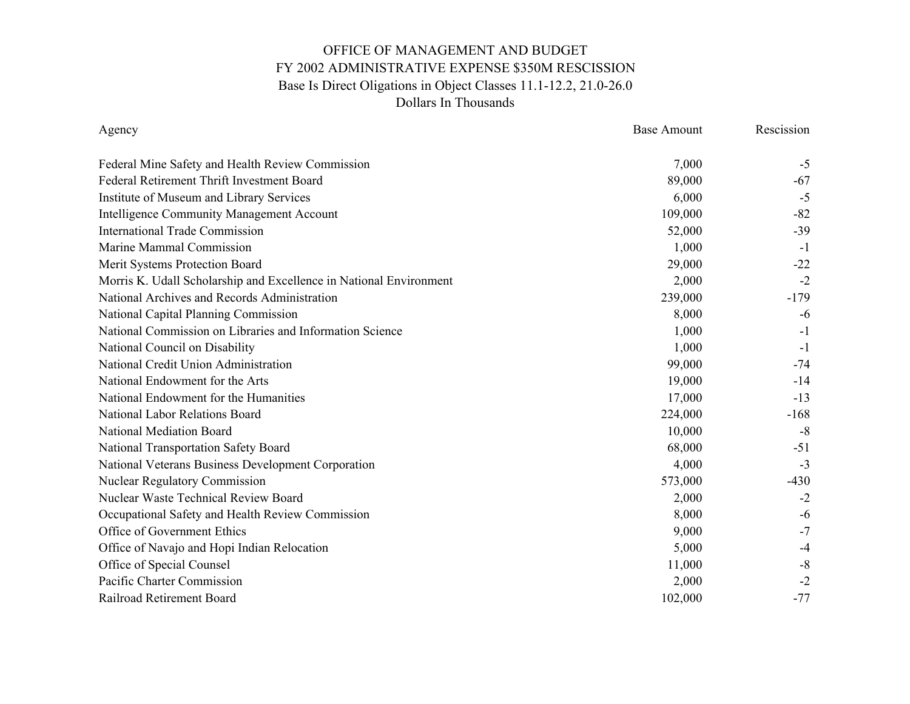# OFFICE OF MANAGEMENT AND BUDGET
## FY 2002 ADMINISTRATIVE EXPENSE $350M RESCISSION
### Base Is Direct Oligations in Object Classes 11.1-12.2, 21.0-26.0
### Dollars In Thousands

| Agency | Base Amount | Rescission |
|---|---|---|
| Federal Mine Safety and Health Review Commission | 7,000 | -5 |
| Federal Retirement Thrift Investment Board | 89,000 | -67 |
| Institute of Museum and Library Services | 6,000 | -5 |
| Intelligence Community Management Account | 109,000 | -82 |
| International Trade Commission | 52,000 | -39 |
| Marine Mammal Commission | 1,000 | -1 |
| Merit Systems Protection Board | 29,000 | -22 |
| Morris K. Udall Scholarship and Excellence in National Environment | 2,000 | -2 |
| National Archives and Records Administration | 239,000 | -179 |
| National Capital Planning Commission | 8,000 | -6 |
| National Commission on Libraries and Information Science | 1,000 | -1 |
| National Council on Disability | 1,000 | -1 |
| National Credit Union Administration | 99,000 | -74 |
| National Endowment for the Arts | 19,000 | -14 |
| National Endowment for the Humanities | 17,000 | -13 |
| National Labor Relations Board | 224,000 | -168 |
| National Mediation Board | 10,000 | -8 |
| National Transportation Safety Board | 68,000 | -51 |
| National Veterans Business Development Corporation | 4,000 | -3 |
| Nuclear Regulatory Commission | 573,000 | -430 |
| Nuclear Waste Technical Review Board | 2,000 | -2 |
| Occupational Safety and Health Review Commission | 8,000 | -6 |
| Office of Government Ethics | 9,000 | -7 |
| Office of Navajo and Hopi Indian Relocation | 5,000 | -4 |
| Office of Special Counsel | 11,000 | -8 |
| Pacific Charter Commission | 2,000 | -2 |
| Railroad Retirement Board | 102,000 | -77 |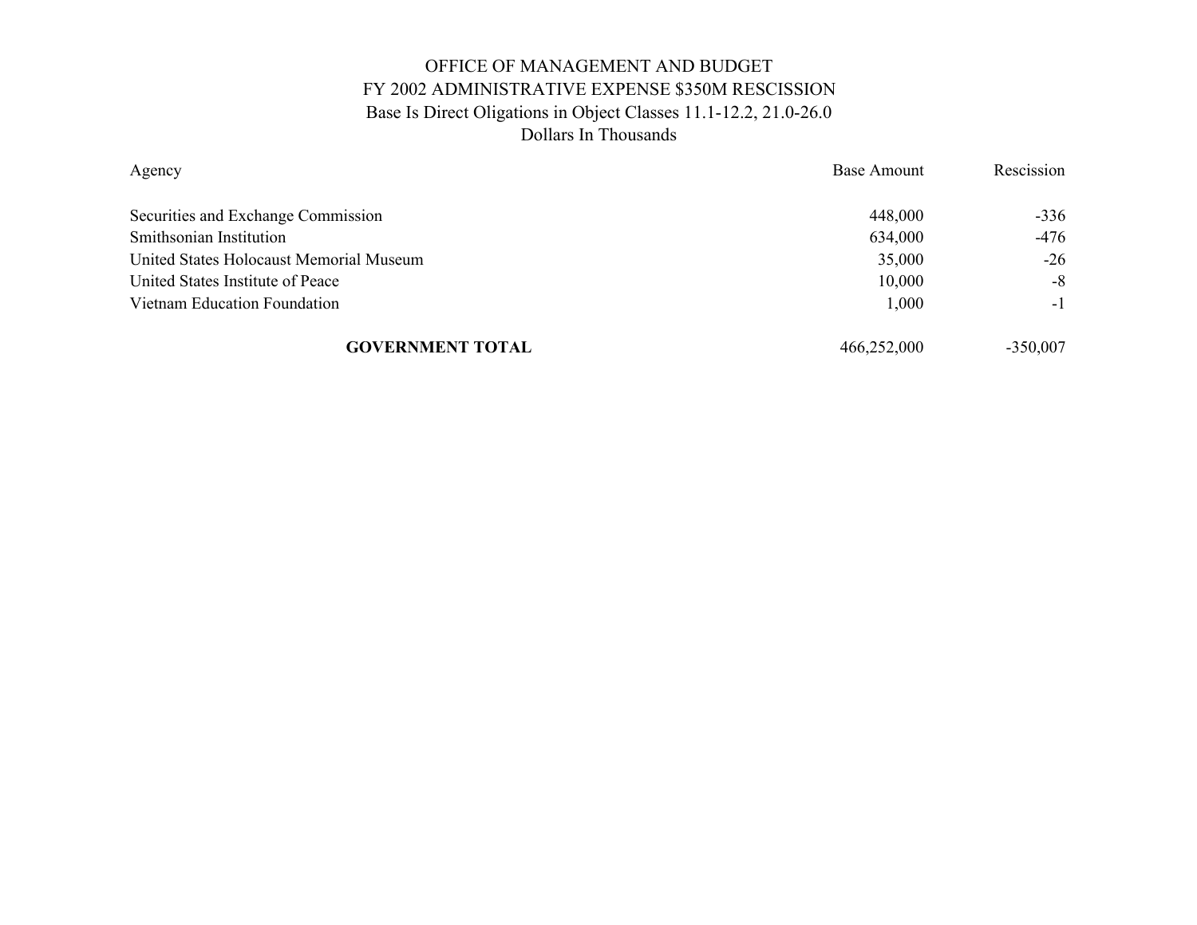OFFICE OF MANAGEMENT AND BUDGET
FY 2002 ADMINISTRATIVE EXPENSE $350M RESCISSION
Base Is Direct Oligations in Object Classes 11.1-12.2, 21.0-26.0
Dollars In Thousands

| Agency | Base Amount | Rescission |
|---|---|---|
| Securities and Exchange Commission | 448,000 | -336 |
| Smithsonian Institution | 634,000 | -476 |
| United States Holocaust Memorial Museum | 35,000 | -26 |
| United States Institute of Peace | 10,000 | -8 |
| Vietnam Education Foundation | 1,000 | -1 |
| **GOVERNMENT TOTAL** | 466,252,000 | -350,007 |